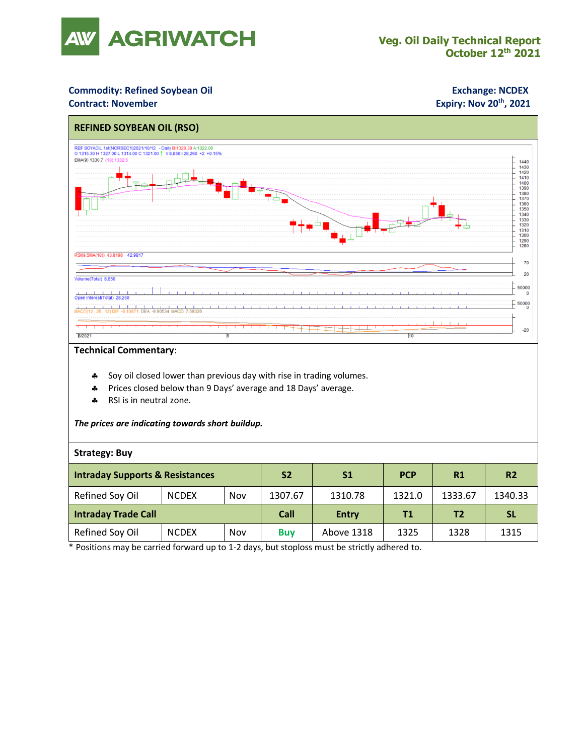# AGRIWATCH

**Veg. Oil Daily Technical Report**
**October 12th 2021**

**Commodity: Refined Soybean Oil**
**Contract: November**

**Exchange: NCDEX**
**Expiry: Nov 20th, 2021**

## REFINED SOYBEAN OIL (RSO)

**Technical Commentary**:

- Soy oil closed lower than previous day with rise in trading volumes.
- Prices closed below than 9 Days' average and 18 Days' average.
- RSI is in neutral zone.

***The prices are indicating towards short buildup.***

**Strategy: Buy**

| **Intraday Supports & Resistances** | | | **S2** | **S1** | **PCP** | **R1** | **R2** |
|---|---|---|---|---|---|---|---|
| Refined Soy Oil | NCDEX | Nov | 1307.67 | 1310.78 | 1321.0 | 1333.67 | 1340.33 |
| **Intraday Trade Call** | | | **Call** | **Entry** | **T1** | **T2** | **SL** |
| Refined Soy Oil | NCDEX | Nov | **Buy** | Above 1318 | 1325 | 1328 | 1315 |

* Positions may be carried forward up to 1-2 days, but stoploss must be strictly adhered to.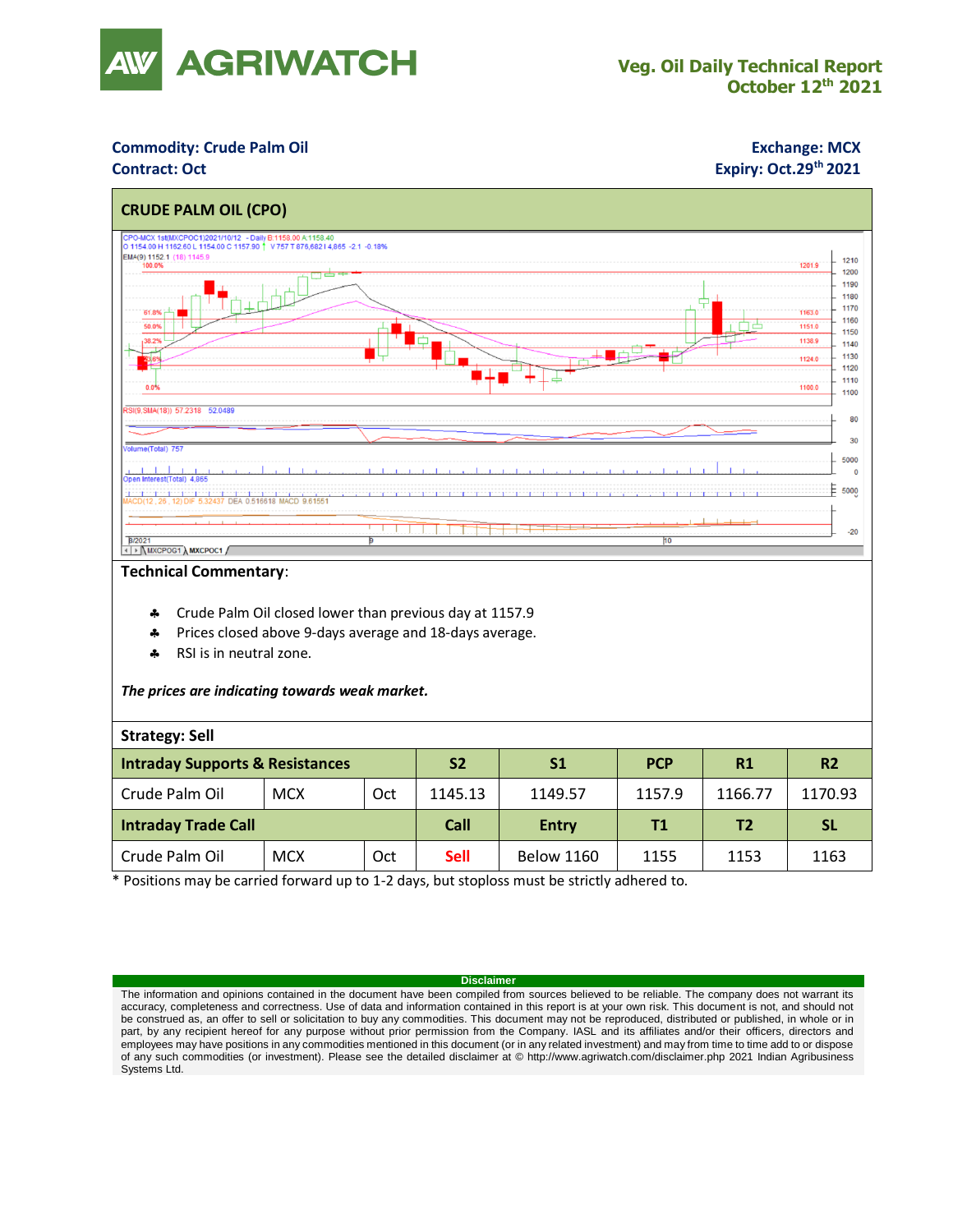**Veg. Oil Daily Technical Report**
**October 12th 2021**

**Commodity: Crude Palm Oil**
**Contract: Oct**

**Exchange: MCX**
**Expiry: Oct.29th 2021**

## CRUDE PALM OIL (CPO)

CPO-MCX 1st(MXCPOC1)2021/10/12 - Daily B:1158.00 A:1158.40
O 1154.00 H 1162.60 L 1154.00 C 1157.90 ↑ V 757 T 876,682 I 4,865 -2.1 -0.18%
EMA(9) 1152.1 (18) 1145.9
100.0% 61.8% 50.0% 38.2% 23.6% 0.0%
1201.9 1163.0 1151.0 1138.9 1124.0 1100.0
1210 1200 1190 1180 1170 1160 1150 1140 1130 1120 1110 1100
RSI(9,SMA(18)) 57.2318 52.0489
80 30
Volume(Total) 757
5000 0
Open Interest(Total) 4,865
5000
MACD(12 , 26 , 12) DIF 5.32437 DEA 0.516618 MACD 9.61551
-20
8/2021 9 10
MXCPOG1 MXCPOC1

**Technical Commentary**:

- Crude Palm Oil closed lower than previous day at 1157.9
- Prices closed above 9-days average and 18-days average.
- RSI is in neutral zone.

***The prices are indicating towards weak market.***

**Strategy: Sell**

| **Intraday Supports & Resistances** | | | **S2** | **S1** | **PCP** | **R1** | **R2** |
|---|---|---|---|---|---|---|---|
| Crude Palm Oil | MCX | Oct | 1145.13 | 1149.57 | 1157.9 | 1166.77 | 1170.93 |
| **Intraday Trade Call** | | | **Call** | **Entry** | **T1** | **T2** | **SL** |
| Crude Palm Oil | MCX | Oct | Sell | Below 1160 | 1155 | 1153 | 1163 |

\* Positions may be carried forward up to 1-2 days, but stoploss must be strictly adhered to.

**Disclaimer**

The information and opinions contained in the document have been compiled from sources believed to be reliable. The company does not warrant its accuracy, completeness and correctness. Use of data and information contained in this report is at your own risk. This document is not, and should not be construed as, an offer to sell or solicitation to buy any commodities. This document may not be reproduced, distributed or published, in whole or in part, by any recipient hereof for any purpose without prior permission from the Company. IASL and its affiliates and/or their officers, directors and employees may have positions in any commodities mentioned in this document (or in any related investment) and may from time to time add to or dispose of any such commodities (or investment). Please see the detailed disclaimer at © http://www.agriwatch.com/disclaimer.php 2021 Indian Agribusiness Systems Ltd.